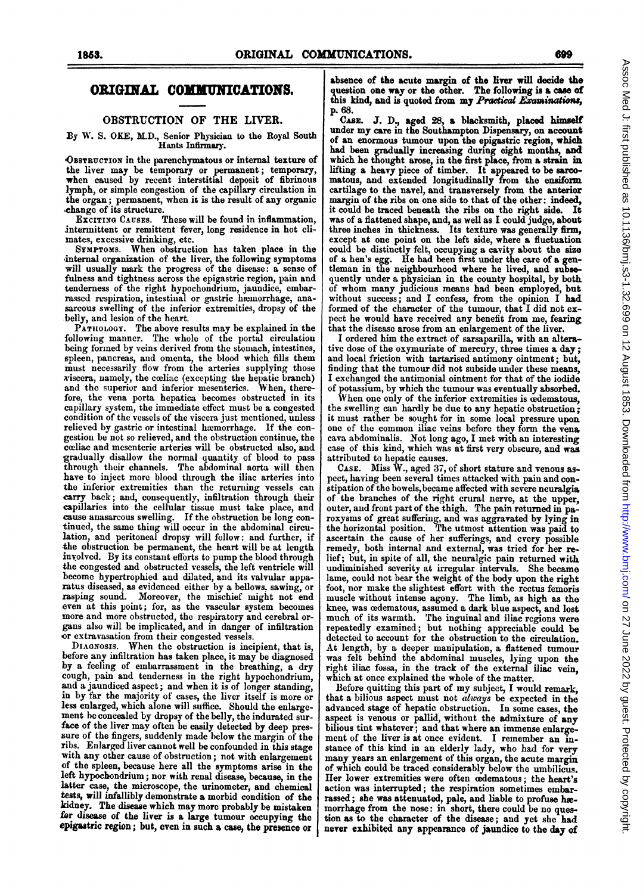# ORIGINAL COMMUNICATIONS.

## OBSTRUCTION OF THE LIVER.

By W. S. OKE, M.D., Senior Physician to the Royal South Hants Infirmary.

OBSTRUCTION in the parenchymatous or internal texture of the liver may be temporary or permanent; temporary, when caused by recent interstitial deposit of fibrinous lymph, or simple congestion of the capillary circulation in the organ; permanent, when it is the result of any organic change of its structure.

EXCITING CAUSES. These will be found in inflammation, intermittent or remittent fever, long residence in hot climates, excessive drinking, etc.

SYMPTOMS. When obstruction has taken place in the internal organization of the liver, the following symptoms will usually mark the progress of the disease: a sense of fulness and tightness across the epigastric region, pain and tenderness of the right hypochondrium, jaundice, embarrassed respiration, intestinal or gastric hæmorrhage, anasarcous swelling of the inferior extremities, dropsy of the belly, and lesion of the heart.

PATHOLOGY. The above results may be explained in the following manner. The whole of the portal circulation being formed by veins derived from the stomach, intestines, spleen, pancreas, and omenta, the blood which fills them must necessarily flow from the arteries supplying those viscera, namely, the cœliac (excepting the hepatic branch) and the superior and inferior mesenterics. When, therefore, the vena porta hepatica becomes obstructed in its capillary system, the immediate effect must be a congested condition of the vessels of the viscera just mentioned, unless relieved by gastric or intestinal hæmorrhage. If the congestion be not so relieved, and the obstruction continue, the cœliac and mesenteric arteries will be obstructed also, and gradually disallow the normal quantity of blood to pass through their channels. The abdominal aorta will then have to inject more blood through the iliac arteries into the inferior extremities than the returning vessels can carry back; and, consequently, infiltration through their capillaries into the cellular tissue must take place, and cause anasarcous swelling. If the obstruction be long continued, the same thing will occur in the abdominal circulation, and peritoneal dropsy will follow: and further, if the obstruction be permanent, the heart will be at length involved. By its constant efforts to pump the blood through the congested and obstructed vessels, the left ventricle will become hypertrophied and dilated, and its valvular apparatus diseased, as evidenced either by a bellows. sawing, or rasping sound. Moreover, the mischief might not end even at this point; for, as the vascular system becomes more and more obstructed, the respiratory and cerebral organs also will be implicated, and in danger of infiltration or extravasation from their congested vessels.

DIAGNOSIS. When the obstruction is incipient, that is, before any infiltration has taken place, it may be diagnosed by a feeling of embarrassment in the breathing, a dry cough, pain and tenderness in the right hypochondrium, and a jaundiced aspect; and when it is of longer standing, in by far the majority of cases, the liver itself is more or less enlarged, which alone will suffice. Should the enlargement be concealed by dropsy of the belly, the indurated surface of the liver may often be easily detected by deep pressure of the fingers, suddenly made below the margin of the ribs. Enlarged liver cannot well be confounded in this stage with any other cause of obstruction; not with enlargement of the spleen, because here all the symptoms arise in the left hypochondrium; nor with renal disease, because, in the latter case, the microscope, the urinometer, and chemical tests, will infallibly demonstrate a morbid condition of the kidney. The disease which may more probably be mistaken for disease of the liver is a large tumour occupying the epigastric region; but, even in such a case, the presence or absence of the acute margin of the liver will decide the question one way or the other. The following is a case of this kind, and is quoted from my *Practical Examinations*, p. 68.

CASE. J. D., aged 28, a blacksmith, placed himself under my care in the Southampton Dispensary, on account of an enormous tumour upon the epigastric region, which had been gradually increasing during eight months, and which he thought arose, in the first place, from a strain in lifting a heavy piece of timber. It appeared to be sarcomatous, and extended longitudinally from the ensiform cartilage to the navel, and transversely from the anterior margin of the ribs on one side to that of the other: indeed, it could be traced beneath the ribs on the right side. It was of a flattened shape, and, as well as I could judge, about three inches in thickness. Its texture was generally firm, except at one point on the left side, where a fluctuation could be distinctly felt, occupying a cavity about the size of a hen's egg. He had been first under the care of a gentleman in the neighbourhood where he lived, and subsequently under a physician in the county hospital, by both of whom many judicious means had been employed, but without success; and I confess, from the opinion I had formed of the character of the tumour, that I did not expect he would have received any benefit from me, fearing that the disease arose from an enlargement of the liver.

I ordered him the extract of sarsaparilla, with an alterative dose of the oxymuriate of mercury, three times a day; and local friction with tartarised antimony ointment; but, finding that the tumour did not subside under these means, I exchanged the antimonial ointment for that of the iodide of potassium, by which the tumour was eventually absorbed.

When one only of the inferior extremities is œdematous, the swelling can hardly be due to any hepatic obstruction; it must rather be sought for in some local pressure upon one of the common iliac veins before they form the vena cava abdominalis. Not long ago, I met with an interesting case of this kind, which was at first very obscure, and was attributed to hepatic causes.

CASE. Miss W., aged 37, of short stature and venous aspect, having been several times attacked with pain and constipation of the bowels, became affected with severe neuralgia of the branches of the right crural nerve, at the upper, outer, and front part of the thigh. The pain returned in paroxysms of great suffering, and was aggravated by lying in the horizontal position. The utmost attention was paid to ascertain the cause of her sufferings, and every possible remedy, both internal and external, was tried for her relief; but, in spite of all, the neuralgic pain returned with undiminished severity at irregular intervals. She became lame, could not bear the weight of the body upon the right foot, nor make the slightest effort with the rectus femoris muscle without intense agony. The limb, as high as the knee, was œdematous, assumed a dark blue aspect, and lost much of its warmth. The inguinal and iliac regions were repeatedly examined; but nothing appreciable could be detected to account for the obstruction to the circulation. At length, by a deeper manipulation, a flattened tumour was felt behind the abdominal muscles, lying upon the right iliac fossa, in the track of the external iliac vein, which at once explained the whole of the matter.

Before quitting this part of my subject, I would remark, that a bilious aspect must not *always* be expected in the advanced stage of hepatic obstruction. In some cases, the aspect is venous or pallid, without the admixture of any bilious tint whatever; and that where an immense enlargement of the liver is at once evident. I remember an instance of this kind in an elderly lady, who had for very many years an enlargement of this organ, the acute margin of which could be traced considerably below the umbilicus. Her lower extremities were often œdematous; the heart's action was interrupted; the respiration sometimes embarrassed; she was attenuated, pale, and liable to profuse hæmorrhage from the nose: in short, there could be no question as to the character of the disease; and yet she had never exhibited any appearance of jaundice to the day of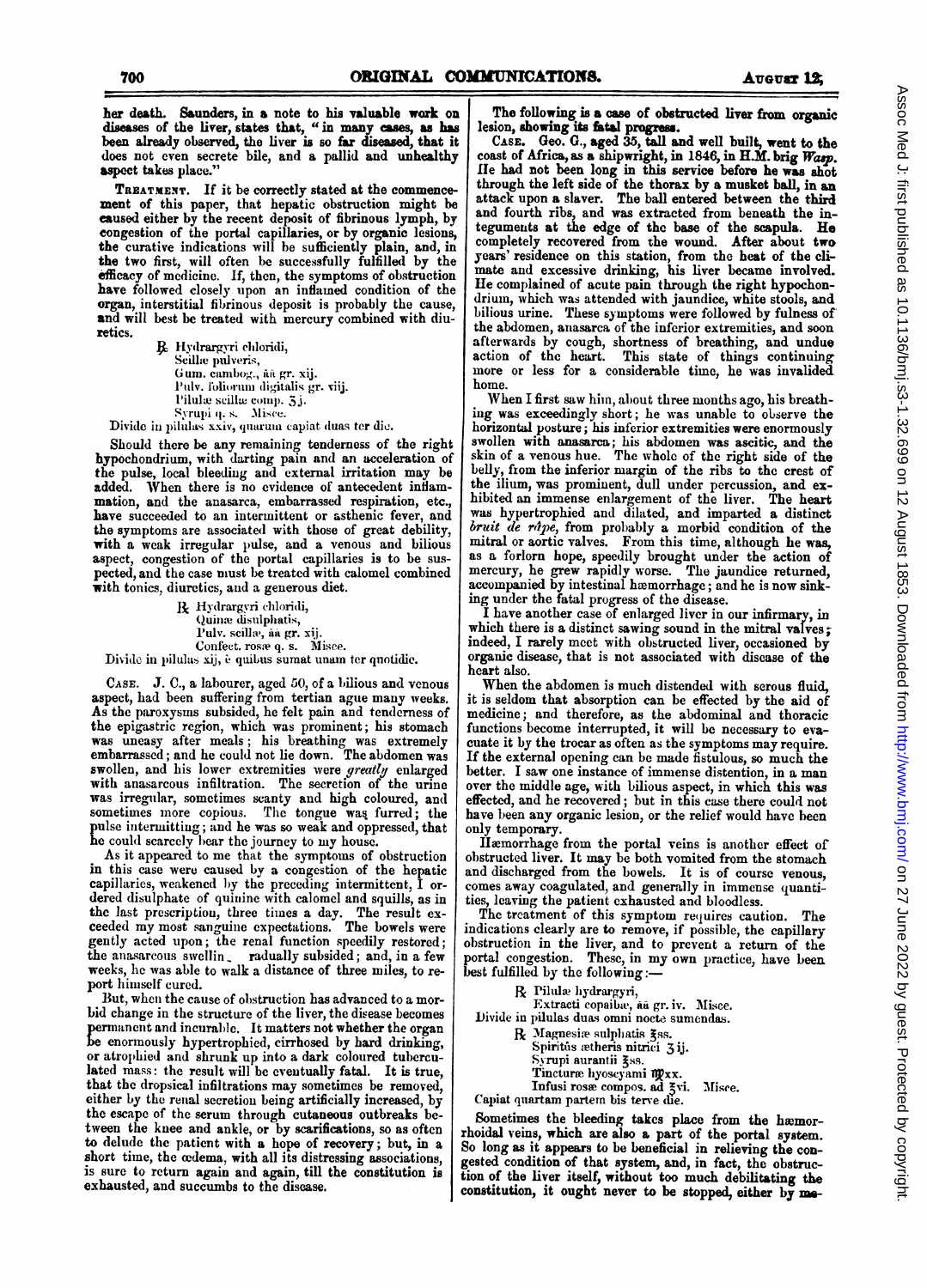her death. Saunders, in a note to his valuable work on diseases of the liver, states that, "in many cases, as has been already observed, the liver is so far diseased, that it does not even secrete bile, and a pallid and unhealthy aspect takes place."

TREATMENT. If it be correctly stated at the commencement of this paper, that hepatic obstruction might be caused either by the recent deposit of fibrinous lymph, by congestion of the portal capillaries, or by organic lesions, the curative indications will be sufficiently plain, and, in the two first, will often be successfully fulfilled by the efficacy of medicine. If, then, the symptoms of obstruction have followed closely upon an inflamed condition of the organ, interstitial fibrinous deposit is probably the cause, and will best be treated with mercury combined with diuretics.

> ℞ Hydrargyri chloridi,
> Scillæ pulveris,
> Gum. cambog., āā gr. xij.
> Pulv. foliorum digitalis gr. viij.
> Pilulæ scillæ comp. ʒj.
> Syrupi q. s. Misce.
>
> Divide in pilulas xxiv, quarum capiat duas ter die.

Should there be any remaining tenderness of the right hypochondrium, with darting pain and an acceleration of the pulse, local bleeding and external irritation may be added. When there is no evidence of antecedent inflammation, and the anasarca, embarrassed respiration, etc., have succeeded to an intermittent or asthenic fever, and the symptoms are associated with those of great debility, with a weak irregular pulse, and a venous and bilious aspect, congestion of the portal capillaries is to be suspected, and the case must be treated with calomel combined with tonics, diuretics, and a generous diet.

> ℞ Hydrargyri chloridi,
> Quinæ disulphatis,
> Pulv. scillæ, āā gr. xij.
> Confect. rosæ q. s. Misce.
>
> Divide in pilulas xij, è quibus sumat unam ter quotidie.

CASE. J. C., a labourer, aged 50, of a bilious and venous aspect, had been suffering from tertian ague many weeks. As the paroxysms subsided, he felt pain and tenderness of the epigastric region, which was prominent; his stomach was uneasy after meals; his breathing was extremely embarrassed; and he could not lie down. The abdomen was swollen, and his lower extremities were *greatly* enlarged with anasarcous infiltration. The secretion of the urine was irregular, sometimes scanty and high coloured, and sometimes more copious. The tongue was furred; the pulse intermitting; and he was so weak and oppressed, that he could scarcely bear the journey to my house.

As it appeared to me that the symptoms of obstruction in this case were caused by a congestion of the hepatic capillaries, weakened by the preceding intermittent, I ordered disulphate of quinine with calomel and squills, as in the last prescription, three times a day. The result exceeded my most sanguine expectations. The bowels were gently acted upon; the renal function speedily restored; the anasarcous swelling gradually subsided; and, in a few weeks, he was able to walk a distance of three miles, to report himself cured.

But, when the cause of obstruction has advanced to a morbid change in the structure of the liver, the disease becomes permanent and incurable. It matters not whether the organ be enormously hypertrophied, cirrhosed by hard drinking, or atrophied and shrunk up into a dark coloured tuberculated mass: the result will be eventually fatal. It is true, that the dropsical infiltrations may sometimes be removed, either by the renal secretion being artificially increased, by the escape of the serum through cutaneous outbreaks between the knee and ankle, or by scarifications, so as often to delude the patient with a hope of recovery; but, in a short time, the œdema, with all its distressing associations, is sure to return again and again, till the constitution is exhausted, and succumbs to the disease.

The following is a case of obstructed liver from organic lesion, showing its fatal progress.

CASE. Geo. G., aged 35, tall and well built, went to the coast of Africa, as a shipwright, in 1846, in H.M. brig *Wasp*. He had not been long in this service before he was shot through the left side of the thorax by a musket ball, in an attack upon a slaver. The ball entered between the third and fourth ribs, and was extracted from beneath the integuments at the edge of the base of the scapula. He completely recovered from the wound. After about two years' residence on this station, from the heat of the climate and excessive drinking, his liver became involved. He complained of acute pain through the right hypochondrium, which was attended with jaundice, white stools, and bilious urine. These symptoms were followed by fulness of the abdomen, anasarca of the inferior extremities, and soon afterwards by cough, shortness of breathing, and undue action of the heart. This state of things continuing more or less for a considerable time, he was invalided home.

When I first saw him, about three months ago, his breathing was exceedingly short; he was unable to observe the horizontal posture; his inferior extremities were enormously swollen with anasarca; his abdomen was ascitic, and the skin of a venous hue. The whole of the right side of the belly, from the inferior margin of the ribs to the crest of the ilium, was prominent, dull under percussion, and exhibited an immense enlargement of the liver. The heart was hypertrophied and dilated, and imparted a distinct *bruit de râpe*, from probably a morbid condition of the mitral or aortic valves. From this time, although he was, as a forlorn hope, speedily brought under the action of mercury, he grew rapidly worse. The jaundice returned, accompanied by intestinal hæmorrhage; and he is now sinking under the fatal progress of the disease.

I have another case of enlarged liver in our infirmary, in which there is a distinct sawing sound in the mitral valves; indeed, I rarely meet with obstructed liver, occasioned by organic disease, that is not associated with disease of the heart also.

When the abdomen is much distended with serous fluid, it is seldom that absorption can be effected by the aid of medicine; and therefore, as the abdominal and thoracic functions become interrupted, it will be necessary to evacuate it by the trocar as often as the symptoms may require. If the external opening can be made fistulous, so much the better. I saw one instance of immense distension, in a man over the middle age, with bilious aspect, in which this was effected, and he recovered; but in this case there could not have been any organic lesion, or the relief would have been only temporary.

Hæmorrhage from the portal veins is another effect of obstructed liver. It may be both vomited from the stomach and discharged from the bowels. It is of course venous, comes away coagulated, and generally in immense quantities, leaving the patient exhausted and bloodless.

The treatment of this symptom requires caution. The indications clearly are to remove, if possible, the capillary obstruction in the liver, and to prevent a return of the portal congestion. These, in my own practice, have been best fulfilled by the following:—

> ℞ Pilulæ hydrargyri,
> Extracti copaibæ, āā gr. iv. Misce.
>
> Divide in pilulas duas omni nocte sumendas.

> ℞ Magnesiæ sulphatis ℥ss.
> Spiritûs ætheris nitrici ʒij.
> Syrupi aurantii ℥ss.
> Tincturæ hyoscyami ♏xx.
> Infusi rosæ compos. ad ℥vi. Misce.
>
> Capiat quartam partem bis terve die.

Sometimes the bleeding takes place from the hæmorrhoidal veins, which are also a part of the portal system. So long as it appears to be beneficial in relieving the congested condition of that system, and, in fact, the obstruction of the liver itself, without too much debilitating the constitution, it ought never to be stopped, either by me-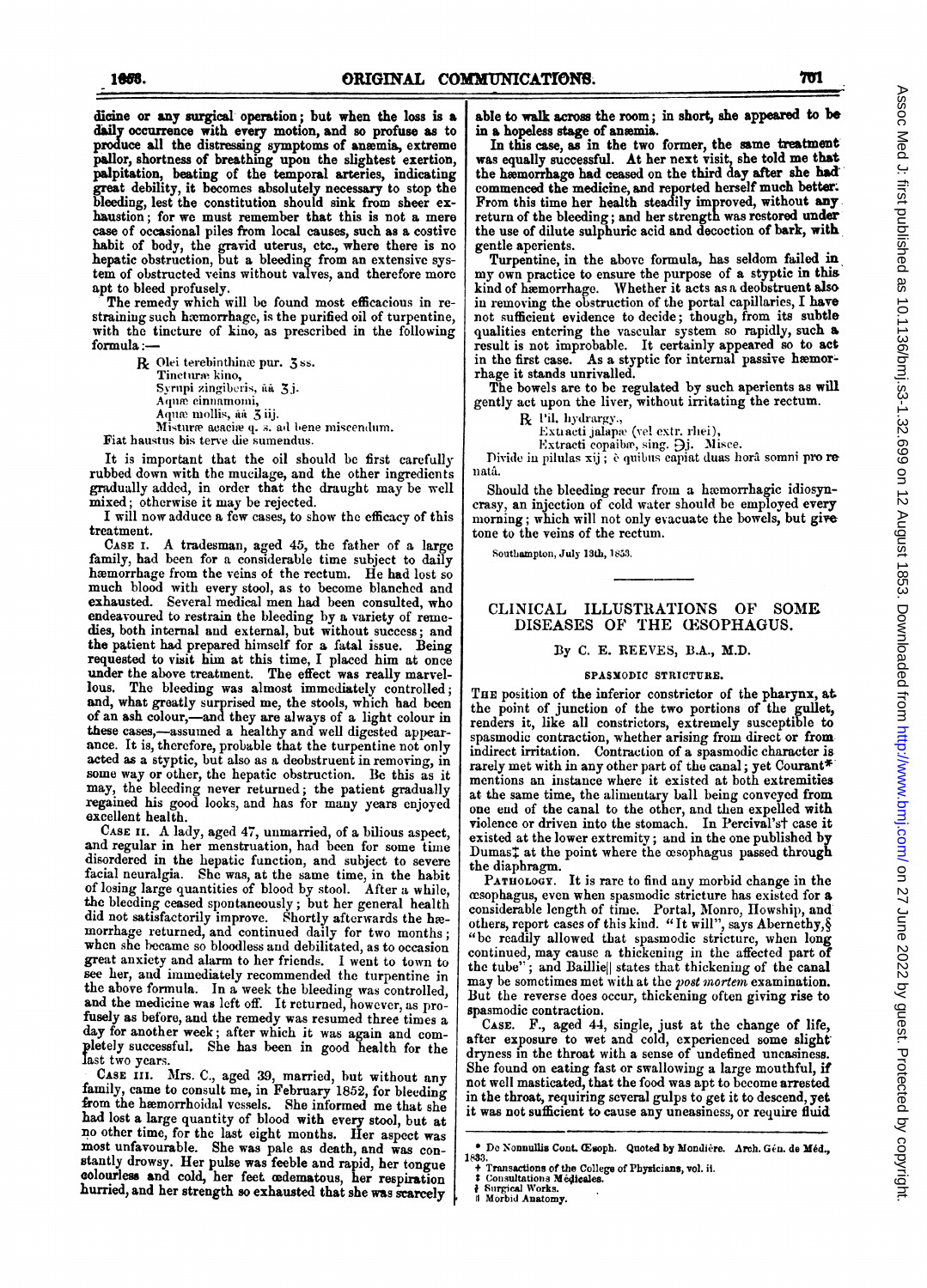dicine or any surgical operation; but when the loss is a daily occurrence with every motion, and so profuse as to produce all the distressing symptoms of anæmia, extreme pallor, shortness of breathing upon the slightest exertion, palpitation, beating of the temporal arteries, indicating great debility, it becomes absolutely necessary to stop the bleeding, lest the constitution should sink from sheer exhaustion; for we must remember that this is not a mere case of occasional piles from local causes, such as a costive habit of body, the gravid uterus, etc., where there is no hepatic obstruction, but a bleeding from an extensive system of obstructed veins without valves, and therefore more apt to bleed profusely.

The remedy which will be found most efficacious in restraining such hæmorrhage, is the purified oil of turpentine, with the tincture of kino, as prescribed in the following formula:—

℞ Olei terebinthinæ pur. ʒss.
Tincturæ kino,
Syrupi zingiberis, ää ʒj.
Aquæ cinnamomi,
Aquæ mollis, ää ℥iij.
Misturæ acaciæ q. s. ad bene miscendum.
Fiat haustus bis terve die sumendus.

It is important that the oil should be first carefully rubbed down with the mucilage, and the other ingredients gradually added, in order that the draught may be well mixed; otherwise it may be rejected.

I will now adduce a few cases, to show the efficacy of this treatment.

CASE I. A tradesman, aged 45, the father of a large family, had been for a considerable time subject to daily hæmorrhage from the veins of the rectum. He had lost so much blood with every stool, as to become blanched and exhausted. Several medical men had been consulted, who endeavoured to restrain the bleeding by a variety of remedies, both internal and external, but without success; and the patient had prepared himself for a fatal issue. Being requested to visit him at this time, I placed him at once under the above treatment. The effect was really marvellous. The bleeding was almost immediately controlled; and, what greatly surprised me, the stools, which had been of an ash colour,—and they are always of a light colour in these cases,—assumed a healthy and well digested appearance. It is, therefore, probable that the turpentine not only acted as a styptic, but also as a deobstruent in removing, in some way or other, the hepatic obstruction. Be this as it may, the bleeding never returned; the patient gradually regained his good looks, and has for many years enjoyed excellent health.

CASE II. A lady, aged 47, unmarried, of a bilious aspect, and regular in her menstruation, had been for some time disordered in the hepatic function, and subject to severe facial neuralgia. She was, at the same time, in the habit of losing large quantities of blood by stool. After a while, the bleeding ceased spontaneously; but her general health did not satisfactorily improve. Shortly afterwards the hæmorrhage returned, and continued daily for two months; when she became so bloodless and debilitated, as to occasion great anxiety and alarm to her friends. I went to town to see her, and immediately recommended the turpentine in the above formula. In a week the bleeding was controlled, and the medicine was left off. It returned, however, as profusely as before, and the remedy was resumed three times a day for another week; after which it was again and completely successful. She has been in good health for the last two years.

CASE III. Mrs. C., aged 39, married, but without any family, came to consult me, in February 1852, for bleeding from the hæmorrhoidal vessels. She informed me that she had lost a large quantity of blood with every stool, but at no other time, for the last eight months. Her aspect was most unfavourable. She was pale as death, and was constantly drowsy. Her pulse was feeble and rapid, her tongue colourless and cold, her feet œdematous, her respiration hurried, and her strength so exhausted that she was scarcely able to walk across the room; in short, she appeared to be in a hopeless stage of anæmia.

In this case, as in the two former, the same treatment was equally successful. At her next visit, she told me that the hæmorrhage had ceased on the third day after she had commenced the medicine, and reported herself much better. From this time her health steadily improved, without any return of the bleeding; and her strength was restored under the use of dilute sulphuric acid and decoction of bark, with gentle aperients.

Turpentine, in the above formula, has seldom failed in my own practice to ensure the purpose of a styptic in this kind of hæmorrhage. Whether it acts as a deobstruent also in removing the obstruction of the portal capillaries, I have not sufficient evidence to decide; though, from its subtle qualities entering the vascular system so rapidly, such a result is not improbable. It certainly appeared so to act in the first case. As a styptic for internal passive hæmorrhage it stands unrivalled.

The bowels are to be regulated by such aperients as will gently act upon the liver, without irritating the rectum.

℞ Pil. hydrargy.,
Extracti jalapæ (vel extr. rhei),
Extracti copaibæ, sing. ℈j. Misce.
Divide in pilulas xij; è quibus capiat duas horâ somni pro re natâ.

Should the bleeding recur from a hæmorrhagic idiosyncrasy, an injection of cold water should be employed every morning; which will not only evacuate the bowels, but give tone to the veins of the rectum.

Southampton, July 13th, 1853.

## CLINICAL ILLUSTRATIONS OF SOME DISEASES OF THE ŒSOPHAGUS.

By C. E. REEVES, B.A., M.D.

### SPASMODIC STRICTURE.

THE position of the inferior constrictor of the pharynx, at the point of junction of the two portions of the gullet, renders it, like all constrictors, extremely susceptible to spasmodic contraction, whether arising from direct or from indirect irritation. Contraction of a spasmodic character is rarely met with in any other part of the canal; yet Courant[*] mentions an instance where it existed at both extremities at the same time, the alimentary ball being conveyed from one end of the canal to the other, and then expelled with violence or driven into the stomach. In Percival's[†] case it existed at the lower extremity; and in the one published by Dumas[‡] at the point where the œsophagus passed through the diaphragm.

PATHOLOGY. It is rare to find any morbid change in the œsophagus, even when spasmodic stricture has existed for a considerable length of time. Portal, Monro, Howship, and others, report cases of this kind. "It will", says Abernethy,[§] "be readily allowed that spasmodic stricture, when long continued, may cause a thickening in the affected part of the tube"; and Baillie[‖] states that thickening of the canal may be sometimes met with at the *post mortem* examination. But the reverse does occur, thickening often giving rise to spasmodic contraction.

CASE. F., aged 44, single, just at the change of life, after exposure to wet and cold, experienced some slight dryness in the throat with a sense of undefined uneasiness. She found on eating fast or swallowing a large mouthful, if not well masticated, that the food was apt to become arrested in the throat, requiring several gulps to get it to descend, yet it was not sufficient to cause any uneasiness, or require fluid

[*] De Nonnullis Cont. Œsoph. Quoted by Mondière. Arch. Gén. de Méd., 1833.
[†] Transactions of the College of Physicians, vol. ii.
[‡] Consultations Médicales.
[§] Surgical Works.
[‖] Morbid Anatomy.